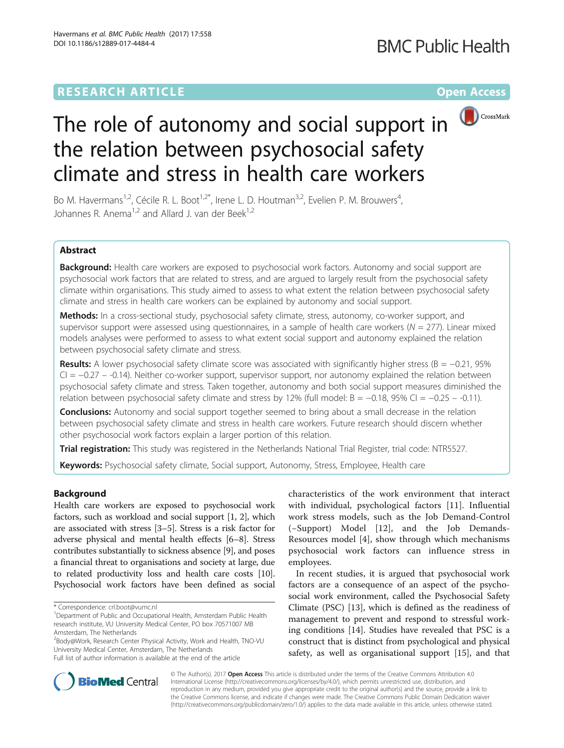RESEARCH ARTICLE Open Access

# The role of autonomy and social support in the relation between psychosocial safety climate and stress in health care workers

Bo M. Havermans[1,2], Cécile R. L. Boot[1,2*], Irene L. D. Houtman[3,2], Evelien P. M. Brouwers[4], Johannes R. Anema[1,2] and Allard J. van der Beek[1,2]

## Abstract

**Background:** Health care workers are exposed to psychosocial work factors. Autonomy and social support are psychosocial work factors that are related to stress, and are argued to largely result from the psychosocial safety climate within organisations. This study aimed to assess to what extent the relation between psychosocial safety climate and stress in health care workers can be explained by autonomy and social support.

**Methods:** In a cross-sectional study, psychosocial safety climate, stress, autonomy, co-worker support, and supervisor support were assessed using questionnaires, in a sample of health care workers ($N = 277$). Linear mixed models analyses were performed to assess to what extent social support and autonomy explained the relation between psychosocial safety climate and stress.

**Results:** A lower psychosocial safety climate score was associated with significantly higher stress ($B = -0.21$, 95% CI = −0.27 – -0.14). Neither co-worker support, supervisor support, nor autonomy explained the relation between psychosocial safety climate and stress. Taken together, autonomy and both social support measures diminished the relation between psychosocial safety climate and stress by 12% (full model: $B = -0.18$, 95% CI = −0.25 – -0.11).

**Conclusions:** Autonomy and social support together seemed to bring about a small decrease in the relation between psychosocial safety climate and stress in health care workers. Future research should discern whether other psychosocial work factors explain a larger portion of this relation.

**Trial registration:** This study was registered in the Netherlands National Trial Register, trial code: NTR5527.

**Keywords:** Psychosocial safety climate, Social support, Autonomy, Stress, Employee, Health care

## Background

Health care workers are exposed to psychosocial work factors, such as workload and social support [1, 2], which are associated with stress [3–5]. Stress is a risk factor for adverse physical and mental health effects [6–8]. Stress contributes substantially to sickness absence [9], and poses a financial threat to organisations and society at large, due to related productivity loss and health care costs [10]. Psychosocial work factors have been defined as social characteristics of the work environment that interact with individual, psychological factors [11]. Influential work stress models, such as the Job Demand-Control (−Support) Model [12], and the Job Demands-Resources model [4], show through which mechanisms psychosocial work factors can influence stress in employees.

In recent studies, it is argued that psychosocial work factors are a consequence of an aspect of the psychosocial work environment, called the Psychosocial Safety Climate (PSC) [13], which is defined as the readiness of management to prevent and respond to stressful working conditions [14]. Studies have revealed that PSC is a construct that is distinct from psychological and physical safety, as well as organisational support [15], and that

\* Correspondence: crl.boot@vumc.nl

[1]Department of Public and Occupational Health, Amsterdam Public Health research institute, VU University Medical Center, PO box 70571007 MB Amsterdam, The Netherlands

[2]Body@Work, Research Center Physical Activity, Work and Health, TNO-VU University Medical Center, Amsterdam, The Netherlands

Full list of author information is available at the end of the article

© The Author(s). 2017 **Open Access** This article is distributed under the terms of the Creative Commons Attribution 4.0 International License (http://creativecommons.org/licenses/by/4.0/), which permits unrestricted use, distribution, and reproduction in any medium, provided you give appropriate credit to the original author(s) and the source, provide a link to the Creative Commons license, and indicate if changes were made. The Creative Commons Public Domain Dedication waiver (http://creativecommons.org/publicdomain/zero/1.0/) applies to the data made available in this article, unless otherwise stated.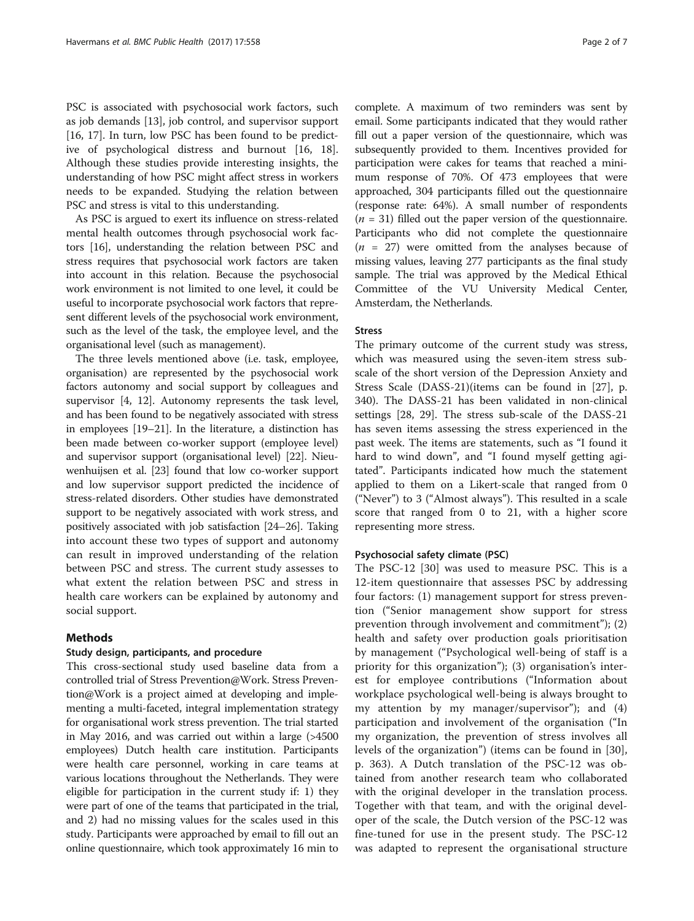PSC is associated with psychosocial work factors, such as job demands [13], job control, and supervisor support [16, 17]. In turn, low PSC has been found to be predictive of psychological distress and burnout [16, 18]. Although these studies provide interesting insights, the understanding of how PSC might affect stress in workers needs to be expanded. Studying the relation between PSC and stress is vital to this understanding.

As PSC is argued to exert its influence on stress-related mental health outcomes through psychosocial work factors [16], understanding the relation between PSC and stress requires that psychosocial work factors are taken into account in this relation. Because the psychosocial work environment is not limited to one level, it could be useful to incorporate psychosocial work factors that represent different levels of the psychosocial work environment, such as the level of the task, the employee level, and the organisational level (such as management).

The three levels mentioned above (i.e. task, employee, organisation) are represented by the psychosocial work factors autonomy and social support by colleagues and supervisor [4, 12]. Autonomy represents the task level, and has been found to be negatively associated with stress in employees [19–21]. In the literature, a distinction has been made between co-worker support (employee level) and supervisor support (organisational level) [22]. Nieuwenhuijsen et al. [23] found that low co-worker support and low supervisor support predicted the incidence of stress-related disorders. Other studies have demonstrated support to be negatively associated with work stress, and positively associated with job satisfaction [24–26]. Taking into account these two types of support and autonomy can result in improved understanding of the relation between PSC and stress. The current study assesses to what extent the relation between PSC and stress in health care workers can be explained by autonomy and social support.

## Methods

### Study design, participants, and procedure

This cross-sectional study used baseline data from a controlled trial of Stress Prevention@Work. Stress Prevention@Work is a project aimed at developing and implementing a multi-faceted, integral implementation strategy for organisational work stress prevention. The trial started in May 2016, and was carried out within a large (>4500 employees) Dutch health care institution. Participants were health care personnel, working in care teams at various locations throughout the Netherlands. They were eligible for participation in the current study if: 1) they were part of one of the teams that participated in the trial, and 2) had no missing values for the scales used in this study. Participants were approached by email to fill out an online questionnaire, which took approximately 16 min to complete. A maximum of two reminders was sent by email. Some participants indicated that they would rather fill out a paper version of the questionnaire, which was subsequently provided to them. Incentives provided for participation were cakes for teams that reached a minimum response of 70%. Of 473 employees that were approached, 304 participants filled out the questionnaire (response rate: 64%). A small number of respondents ($n = 31$) filled out the paper version of the questionnaire. Participants who did not complete the questionnaire ($n = 27$) were omitted from the analyses because of missing values, leaving 277 participants as the final study sample. The trial was approved by the Medical Ethical Committee of the VU University Medical Center, Amsterdam, the Netherlands.

### Stress

The primary outcome of the current study was stress, which was measured using the seven-item stress subscale of the short version of the Depression Anxiety and Stress Scale (DASS-21)(items can be found in [27], p. 340). The DASS-21 has been validated in non-clinical settings [28, 29]. The stress sub-scale of the DASS-21 has seven items assessing the stress experienced in the past week. The items are statements, such as "I found it hard to wind down", and "I found myself getting agitated". Participants indicated how much the statement applied to them on a Likert-scale that ranged from 0 ("Never") to 3 ("Almost always"). This resulted in a scale score that ranged from 0 to 21, with a higher score representing more stress.

### Psychosocial safety climate (PSC)

The PSC-12 [30] was used to measure PSC. This is a 12-item questionnaire that assesses PSC by addressing four factors: (1) management support for stress prevention ("Senior management show support for stress prevention through involvement and commitment"); (2) health and safety over production goals prioritisation by management ("Psychological well-being of staff is a priority for this organization"); (3) organisation's interest for employee contributions ("Information about workplace psychological well-being is always brought to my attention by my manager/supervisor"); and (4) participation and involvement of the organisation ("In my organization, the prevention of stress involves all levels of the organization") (items can be found in [30], p. 363). A Dutch translation of the PSC-12 was obtained from another research team who collaborated with the original developer in the translation process. Together with that team, and with the original developer of the scale, the Dutch version of the PSC-12 was fine-tuned for use in the present study. The PSC-12 was adapted to represent the organisational structure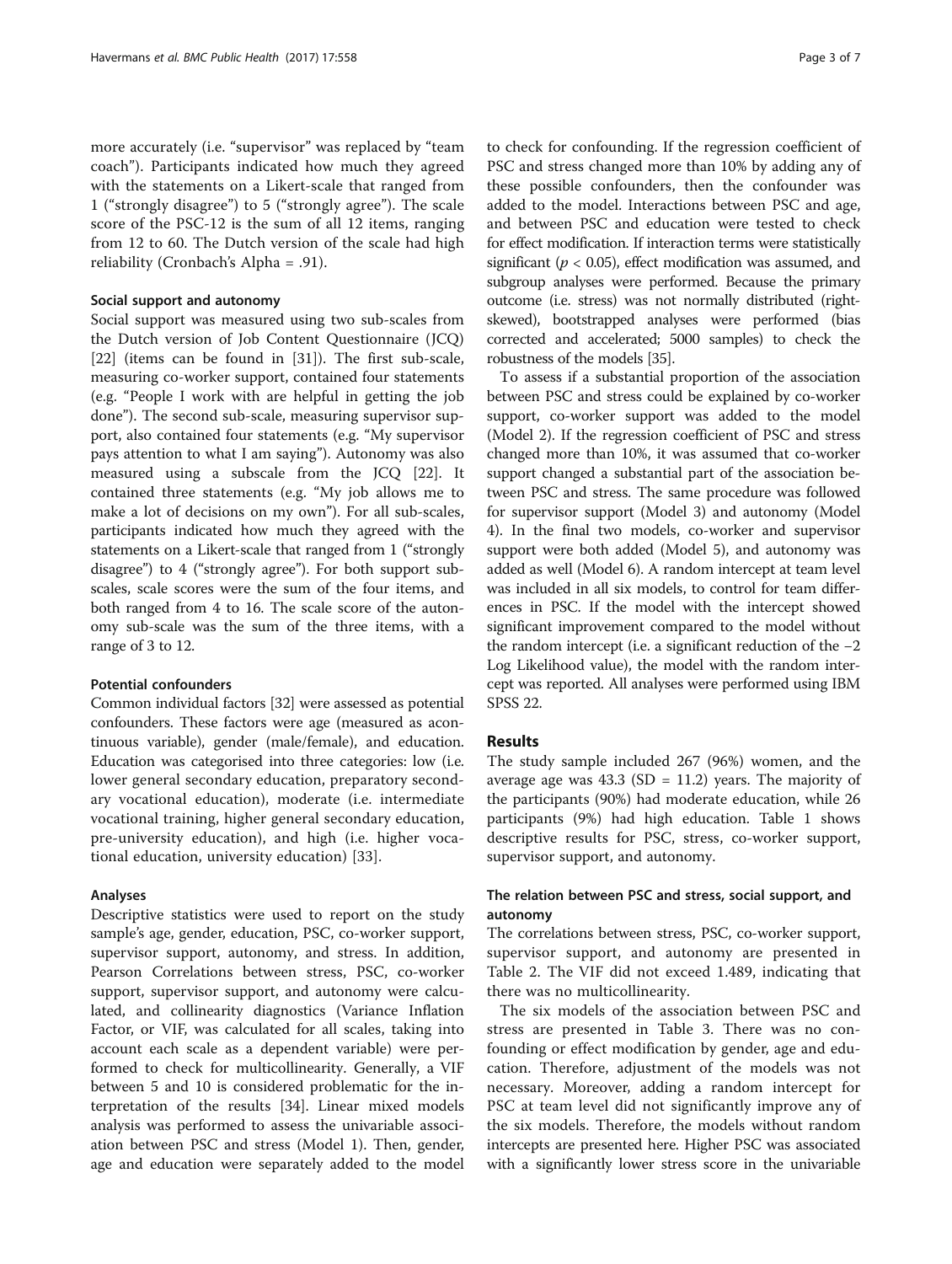more accurately (i.e. "supervisor" was replaced by "team coach"). Participants indicated how much they agreed with the statements on a Likert-scale that ranged from 1 ("strongly disagree") to 5 ("strongly agree"). The scale score of the PSC-12 is the sum of all 12 items, ranging from 12 to 60. The Dutch version of the scale had high reliability (Cronbach's Alpha = .91).

#### Social support and autonomy

Social support was measured using two sub-scales from the Dutch version of Job Content Questionnaire (JCQ) [22] (items can be found in [31]). The first sub-scale, measuring co-worker support, contained four statements (e.g. "People I work with are helpful in getting the job done"). The second sub-scale, measuring supervisor support, also contained four statements (e.g. "My supervisor pays attention to what I am saying"). Autonomy was also measured using a subscale from the JCQ [22]. It contained three statements (e.g. "My job allows me to make a lot of decisions on my own"). For all sub-scales, participants indicated how much they agreed with the statements on a Likert-scale that ranged from 1 ("strongly disagree") to 4 ("strongly agree"). For both support subscales, scale scores were the sum of the four items, and both ranged from 4 to 16. The scale score of the autonomy sub-scale was the sum of the three items, with a range of 3 to 12.

#### Potential confounders

Common individual factors [32] were assessed as potential confounders. These factors were age (measured as acontinuous variable), gender (male/female), and education. Education was categorised into three categories: low (i.e. lower general secondary education, preparatory secondary vocational education), moderate (i.e. intermediate vocational training, higher general secondary education, pre-university education), and high (i.e. higher vocational education, university education) [33].

#### Analyses

Descriptive statistics were used to report on the study sample's age, gender, education, PSC, co-worker support, supervisor support, autonomy, and stress. In addition, Pearson Correlations between stress, PSC, co-worker support, supervisor support, and autonomy were calculated, and collinearity diagnostics (Variance Inflation Factor, or VIF, was calculated for all scales, taking into account each scale as a dependent variable) were performed to check for multicollinearity. Generally, a VIF between 5 and 10 is considered problematic for the interpretation of the results [34]. Linear mixed models analysis was performed to assess the univariable association between PSC and stress (Model 1). Then, gender, age and education were separately added to the model to check for confounding. If the regression coefficient of PSC and stress changed more than 10% by adding any of these possible confounders, then the confounder was added to the model. Interactions between PSC and age, and between PSC and education were tested to check for effect modification. If interaction terms were statistically significant ($p < 0.05$), effect modification was assumed, and subgroup analyses were performed. Because the primary outcome (i.e. stress) was not normally distributed (right-skewed), bootstrapped analyses were performed (bias corrected and accelerated; 5000 samples) to check the robustness of the models [35].

To assess if a substantial proportion of the association between PSC and stress could be explained by co-worker support, co-worker support was added to the model (Model 2). If the regression coefficient of PSC and stress changed more than 10%, it was assumed that co-worker support changed a substantial part of the association between PSC and stress. The same procedure was followed for supervisor support (Model 3) and autonomy (Model 4). In the final two models, co-worker and supervisor support were both added (Model 5), and autonomy was added as well (Model 6). A random intercept at team level was included in all six models, to control for team differences in PSC. If the model with the intercept showed significant improvement compared to the model without the random intercept (i.e. a significant reduction of the −2 Log Likelihood value), the model with the random intercept was reported. All analyses were performed using IBM SPSS 22.

## Results

The study sample included 267 (96%) women, and the average age was 43.3 (SD = 11.2) years. The majority of the participants (90%) had moderate education, while 26 participants (9%) had high education. Table 1 shows descriptive results for PSC, stress, co-worker support, supervisor support, and autonomy.

### The relation between PSC and stress, social support, and autonomy

The correlations between stress, PSC, co-worker support, supervisor support, and autonomy are presented in Table 2. The VIF did not exceed 1.489, indicating that there was no multicollinearity.

The six models of the association between PSC and stress are presented in Table 3. There was no confounding or effect modification by gender, age and education. Therefore, adjustment of the models was not necessary. Moreover, adding a random intercept for PSC at team level did not significantly improve any of the six models. Therefore, the models without random intercepts are presented here. Higher PSC was associated with a significantly lower stress score in the univariable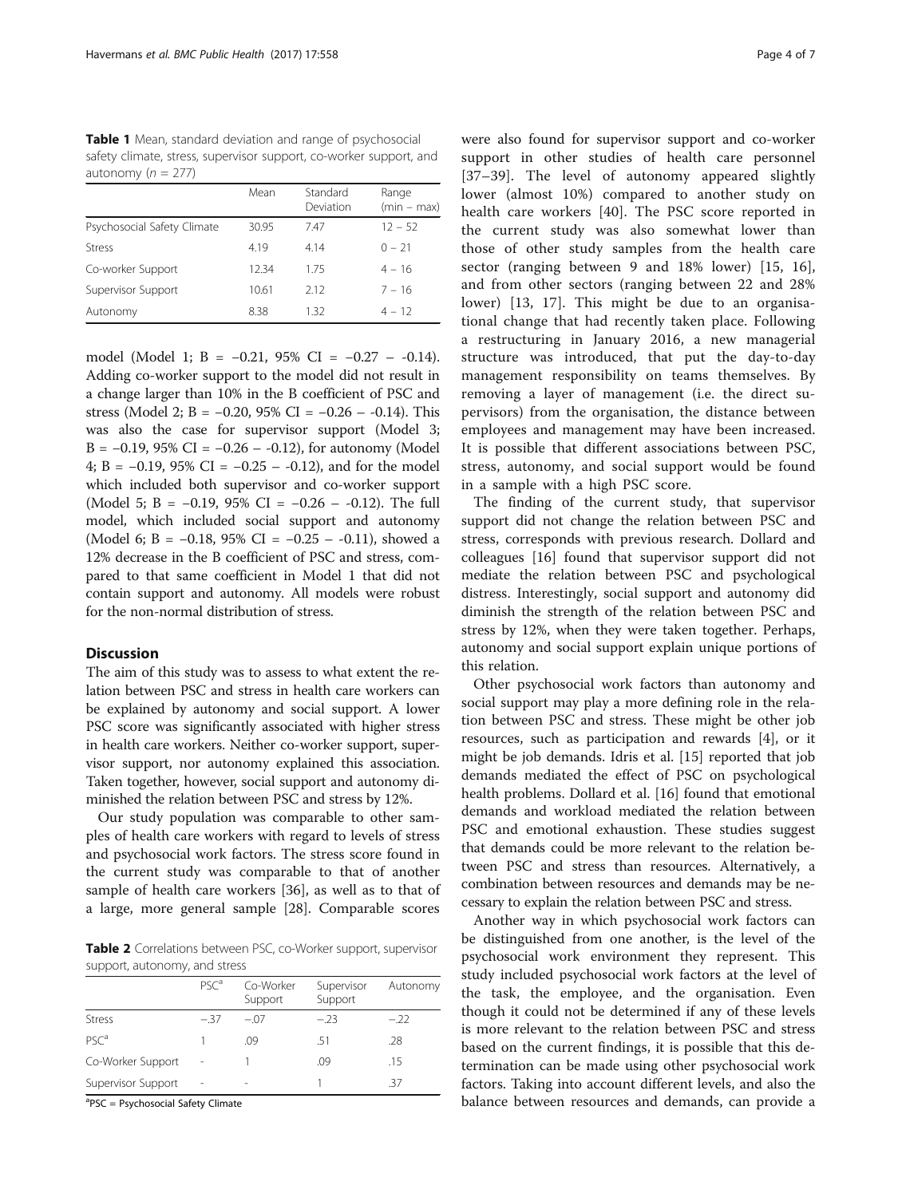**Table 1** Mean, standard deviation and range of psychosocial safety climate, stress, supervisor support, co-worker support, and autonomy ($n = 277$)

| | Mean | Standard Deviation | Range (min – max) |
|---|---|---|---|
| Psychosocial Safety Climate | 30.95 | 7.47 | 12 – 52 |
| Stress | 4.19 | 4.14 | 0 – 21 |
| Co-worker Support | 12.34 | 1.75 | 4 – 16 |
| Supervisor Support | 10.61 | 2.12 | 7 – 16 |
| Autonomy | 8.38 | 1.32 | 4 – 12 |

model (Model 1; B = −0.21, 95% CI = −0.27 – -0.14). Adding co-worker support to the model did not result in a change larger than 10% in the B coefficient of PSC and stress (Model 2; B = −0.20, 95% CI = −0.26 – -0.14). This was also the case for supervisor support (Model 3; B = −0.19, 95% CI = −0.26 – -0.12), for autonomy (Model 4; B = −0.19, 95% CI = −0.25 – -0.12), and for the model which included both supervisor and co-worker support (Model 5; B = −0.19, 95% CI = −0.26 – -0.12). The full model, which included social support and autonomy (Model 6; B = −0.18, 95% CI = −0.25 – -0.11), showed a 12% decrease in the B coefficient of PSC and stress, compared to that same coefficient in Model 1 that did not contain support and autonomy. All models were robust for the non-normal distribution of stress.

## Discussion

The aim of this study was to assess to what extent the relation between PSC and stress in health care workers can be explained by autonomy and social support. A lower PSC score was significantly associated with higher stress in health care workers. Neither co-worker support, supervisor support, nor autonomy explained this association. Taken together, however, social support and autonomy diminished the relation between PSC and stress by 12%.

Our study population was comparable to other samples of health care workers with regard to levels of stress and psychosocial work factors. The stress score found in the current study was comparable to that of another sample of health care workers [36], as well as to that of a large, more general sample [28]. Comparable scores were also found for supervisor support and co-worker support in other studies of health care personnel [37–39]. The level of autonomy appeared slightly lower (almost 10%) compared to another study on health care workers [40]. The PSC score reported in the current study was also somewhat lower than those of other study samples from the health care sector (ranging between 9 and 18% lower) [15, 16], and from other sectors (ranging between 22 and 28% lower) [13, 17]. This might be due to an organisational change that had recently taken place. Following a restructuring in January 2016, a new managerial structure was introduced, that put the day-to-day management responsibility on teams themselves. By removing a layer of management (i.e. the direct supervisors) from the organisation, the distance between employees and management may have been increased. It is possible that different associations between PSC, stress, autonomy, and social support would be found in a sample with a high PSC score.

The finding of the current study, that supervisor support did not change the relation between PSC and stress, corresponds with previous research. Dollard and colleagues [16] found that supervisor support did not mediate the relation between PSC and psychological distress. Interestingly, social support and autonomy did diminish the strength of the relation between PSC and stress by 12%, when they were taken together. Perhaps, autonomy and social support explain unique portions of this relation.

Other psychosocial work factors than autonomy and social support may play a more defining role in the relation between PSC and stress. These might be other job resources, such as participation and rewards [4], or it might be job demands. Idris et al. [15] reported that job demands mediated the effect of PSC on psychological health problems. Dollard et al. [16] found that emotional demands and workload mediated the relation between PSC and emotional exhaustion. These studies suggest that demands could be more relevant to the relation between PSC and stress than resources. Alternatively, a combination between resources and demands may be necessary to explain the relation between PSC and stress.

Another way in which psychosocial work factors can be distinguished from one another, is the level of the psychosocial work environment they represent. This study included psychosocial work factors at the level of the task, the employee, and the organisation. Even though it could not be determined if any of these levels is more relevant to the relation between PSC and stress based on the current findings, it is possible that this determination can be made using other psychosocial work factors. Taking into account different levels, and also the balance between resources and demands, can provide a

**Table 2** Correlations between PSC, co-Worker support, supervisor support, autonomy, and stress

| | PSC[a] | Co-Worker Support | Supervisor Support | Autonomy |
|---|---|---|---|---|
| Stress | −.37 | −.07 | −.23 | −.22 |
| PSC[a] | 1 | .09 | .51 | .28 |
| Co-Worker Support | - | 1 | .09 | .15 |
| Supervisor Support | - | - | 1 | .37 |

[a]PSC = Psychosocial Safety Climate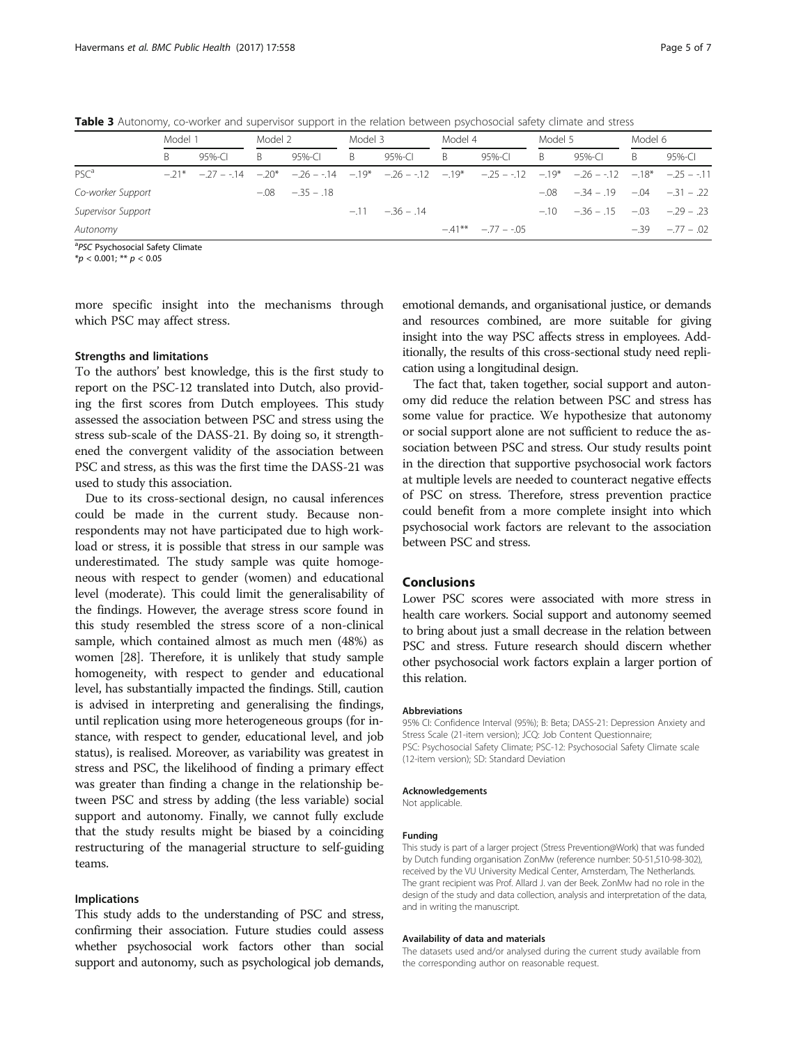**Table 3** Autonomy, co-worker and supervisor support in the relation between psychosocial safety climate and stress

| | Model 1 | | Model 2 | | Model 3 | | Model 4 | | Model 5 | | Model 6 | |
|---|---|---|---|---|---|---|---|---|---|---|---|---|
| | B | 95%-CI | B | 95%-CI | B | 95%-CI | B | 95%-CI | B | 95%-CI | B | 95%-CI |
| PSC[a] | −.21* | −.27 – -.14 | −.20* | −.26 – -.14 | −.19* | −.26 – -.12 | −.19* | −.25 – -.12 | −.19* | −.26 – -.12 | −.18* | −.25 – -.11 |
| *Co-worker Support* | | | −.08 | −.35 – .18 | | | | | −.08 | −.34 – .19 | −.04 | −.31 – .22 |
| *Supervisor Support* | | | | | −.11 | −.36 – .14 | | | −.10 | −.36 – .15 | −.03 | −.29 – .23 |
| *Autonomy* | | | | | | | −.41** | −.77 – -.05 | | | −.39 | −.77 – .02 |

[a]*PSC* Psychosocial Safety Climate
*$p < 0.001$; ** $p < 0.05$

more specific insight into the mechanisms through which PSC may affect stress.

### Strengths and limitations

To the authors' best knowledge, this is the first study to report on the PSC-12 translated into Dutch, also providing the first scores from Dutch employees. This study assessed the association between PSC and stress using the stress sub-scale of the DASS-21. By doing so, it strengthened the convergent validity of the association between PSC and stress, as this was the first time the DASS-21 was used to study this association.

Due to its cross-sectional design, no causal inferences could be made in the current study. Because non-respondents may not have participated due to high workload or stress, it is possible that stress in our sample was underestimated. The study sample was quite homogeneous with respect to gender (women) and educational level (moderate). This could limit the generalisability of the findings. However, the average stress score found in this study resembled the stress score of a non-clinical sample, which contained almost as much men (48%) as women [28]. Therefore, it is unlikely that study sample homogeneity, with respect to gender and educational level, has substantially impacted the findings. Still, caution is advised in interpreting and generalising the findings, until replication using more heterogeneous groups (for instance, with respect to gender, educational level, and job status), is realised. Moreover, as variability was greatest in stress and PSC, the likelihood of finding a primary effect was greater than finding a change in the relationship between PSC and stress by adding (the less variable) social support and autonomy. Finally, we cannot fully exclude that the study results might be biased by a coinciding restructuring of the managerial structure to self-guiding teams.

### Implications

This study adds to the understanding of PSC and stress, confirming their association. Future studies could assess whether psychosocial work factors other than social support and autonomy, such as psychological job demands, emotional demands, and organisational justice, or demands and resources combined, are more suitable for giving insight into the way PSC affects stress in employees. Additionally, the results of this cross-sectional study need replication using a longitudinal design.

The fact that, taken together, social support and autonomy did reduce the relation between PSC and stress has some value for practice. We hypothesize that autonomy or social support alone are not sufficient to reduce the association between PSC and stress. Our study results point in the direction that supportive psychosocial work factors at multiple levels are needed to counteract negative effects of PSC on stress. Therefore, stress prevention practice could benefit from a more complete insight into which psychosocial work factors are relevant to the association between PSC and stress.

## Conclusions

Lower PSC scores were associated with more stress in health care workers. Social support and autonomy seemed to bring about just a small decrease in the relation between PSC and stress. Future research should discern whether other psychosocial work factors explain a larger portion of this relation.

#### Abbreviations

95% CI: Confidence Interval (95%); B: Beta; DASS-21: Depression Anxiety and Stress Scale (21-item version); JCQ: Job Content Questionnaire; PSC: Psychosocial Safety Climate; PSC-12: Psychosocial Safety Climate scale (12-item version); SD: Standard Deviation

#### Acknowledgements

Not applicable.

#### Funding

This study is part of a larger project (Stress Prevention@Work) that was funded by Dutch funding organisation ZonMw (reference number: 50-51,510-98-302), received by the VU University Medical Center, Amsterdam, The Netherlands. The grant recipient was Prof. Allard J. van der Beek. ZonMw had no role in the design of the study and data collection, analysis and interpretation of the data, and in writing the manuscript.

#### Availability of data and materials

The datasets used and/or analysed during the current study available from the corresponding author on reasonable request.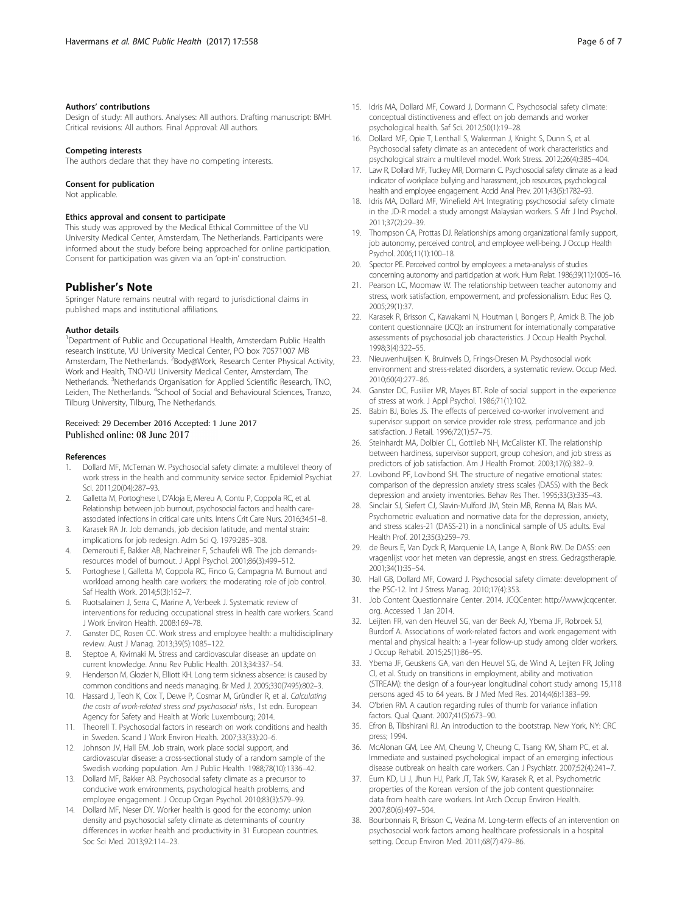#### Authors' contributions

Design of study: All authors. Analyses: All authors. Drafting manuscript: BMH. Critical revisions: All authors. Final Approval: All authors.

#### Competing interests

The authors declare that they have no competing interests.

#### Consent for publication

Not applicable.

#### Ethics approval and consent to participate

This study was approved by the Medical Ethical Committee of the VU University Medical Center, Amsterdam, The Netherlands. Participants were informed about the study before being approached for online participation. Consent for participation was given via an 'opt-in' construction.

## Publisher's Note

Springer Nature remains neutral with regard to jurisdictional claims in published maps and institutional affiliations.

#### Author details

[1]Department of Public and Occupational Health, Amsterdam Public Health research institute, VU University Medical Center, PO box 70571007 MB Amsterdam, The Netherlands. [2]Body@Work, Research Center Physical Activity, Work and Health, TNO-VU University Medical Center, Amsterdam, The Netherlands. [3]Netherlands Organisation for Applied Scientific Research, TNO, Leiden, The Netherlands. [4]School of Social and Behavioural Sciences, Tranzo, Tilburg University, Tilburg, The Netherlands.

Received: 29 December 2016 Accepted: 1 June 2017
Published online: 08 June 2017

#### References

1. Dollard MF, McTernan W. Psychosocial safety climate: a multilevel theory of work stress in the health and community service sector. Epidemiol Psychiat Sci. 2011;20(04):287–93.
2. Galletta M, Portoghese I, D'Aloja E, Mereu A, Contu P, Coppola RC, et al. Relationship between job burnout, psychosocial factors and health care-associated infections in critical care units. Intens Crit Care Nurs. 2016;34:51–8.
3. Karasek RA Jr. Job demands, job decision latitude, and mental strain: implications for job redesign. Adm Sci Q. 1979:285–308.
4. Demerouti E, Bakker AB, Nachreiner F, Schaufeli WB. The job demands-resources model of burnout. J Appl Psychol. 2001;86(3):499–512.
5. Portoghese I, Galletta M, Coppola RC, Finco G, Campagna M. Burnout and workload among health care workers: the moderating role of job control. Saf Health Work. 2014;5(3):152–7.
6. Ruotsalainen J, Serra C, Marine A, Verbeek J. Systematic review of interventions for reducing occupational stress in health care workers. Scand J Work Environ Health. 2008:169–78.
7. Ganster DC, Rosen CC. Work stress and employee health: a multidisciplinary review. Aust J Manag. 2013;39(5):1085–122.
8. Steptoe A, Kivimaki M. Stress and cardiovascular disease: an update on current knowledge. Annu Rev Public Health. 2013;34:337–54.
9. Henderson M, Glozier N, Elliott KH. Long term sickness absence: is caused by common conditions and needs managing. Br Med J. 2005;330(7495):802–3.
10. Hassard J, Teoh K, Cox T, Dewe P, Cosmar M, Gründler R, et al. *Calculating the costs of work-related stress and psychosocial risks.*, 1st edn. European Agency for Safety and Health at Work: Luxembourg; 2014.
11. Theorell T. Psychosocial factors in research on work conditions and health in Sweden. Scand J Work Environ Health. 2007;33(33):20–6.
12. Johnson JV, Hall EM. Job strain, work place social support, and cardiovascular disease: a cross-sectional study of a random sample of the Swedish working population. Am J Public Health. 1988;78(10):1336–42.
13. Dollard MF, Bakker AB. Psychosocial safety climate as a precursor to conducive work environments, psychological health problems, and employee engagement. J Occup Organ Psychol. 2010;83(3):579–99.
14. Dollard MF, Neser DY. Worker health is good for the economy: union density and psychosocial safety climate as determinants of country differences in worker health and productivity in 31 European countries. Soc Sci Med. 2013;92:114–23.
15. Idris MA, Dollard MF, Coward J, Dormann C. Psychosocial safety climate: conceptual distinctiveness and effect on job demands and worker psychological health. Saf Sci. 2012;50(1):19–28.
16. Dollard MF, Opie T, Lenthall S, Wakerman J, Knight S, Dunn S, et al. Psychosocial safety climate as an antecedent of work characteristics and psychological strain: a multilevel model. Work Stress. 2012;26(4):385–404.
17. Law R, Dollard MF, Tuckey MR, Dormann C. Psychosocial safety climate as a lead indicator of workplace bullying and harassment, job resources, psychological health and employee engagement. Accid Anal Prev. 2011;43(5):1782–93.
18. Idris MA, Dollard MF, Winefield AH. Integrating psychosocial safety climate in the JD-R model: a study amongst Malaysian workers. S Afr J Ind Psychol. 2011;37(2):29–39.
19. Thompson CA, Prottas DJ. Relationships among organizational family support, job autonomy, perceived control, and employee well-being. J Occup Health Psychol. 2006;11(1):100–18.
20. Spector PE. Perceived control by employees: a meta-analysis of studies concerning autonomy and participation at work. Hum Relat. 1986;39(11):1005–16.
21. Pearson LC, Moomaw W. The relationship between teacher autonomy and stress, work satisfaction, empowerment, and professionalism. Educ Res Q. 2005;29(1):37.
22. Karasek R, Brisson C, Kawakami N, Houtman I, Bongers P, Amick B. The job content questionnaire (JCQ): an instrument for internationally comparative assessments of psychosocial job characteristics. J Occup Health Psychol. 1998;3(4):322–55.
23. Nieuwenhuijsen K, Bruinvels D, Frings-Dresen M. Psychosocial work environment and stress-related disorders, a systematic review. Occup Med. 2010;60(4):277–86.
24. Ganster DC, Fusilier MR, Mayes BT. Role of social support in the experience of stress at work. J Appl Psychol. 1986;71(1):102.
25. Babin BJ, Boles JS. The effects of perceived co-worker involvement and supervisor support on service provider role stress, performance and job satisfaction. J Retail. 1996;72(1):57–75.
26. Steinhardt MA, Dolbier CL, Gottlieb NH, McCalister KT. The relationship between hardiness, supervisor support, group cohesion, and job stress as predictors of job satisfaction. Am J Health Promot. 2003;17(6):382–9.
27. Lovibond PF, Lovibond SH. The structure of negative emotional states: comparison of the depression anxiety stress scales (DASS) with the Beck depression and anxiety inventories. Behav Res Ther. 1995;33(3):335–43.
28. Sinclair SJ, Siefert CJ, Slavin-Mulford JM, Stein MB, Renna M, Blais MA. Psychometric evaluation and normative data for the depression, anxiety, and stress scales-21 (DASS-21) in a nonclinical sample of US adults. Eval Health Prof. 2012;35(3):259–79.
29. de Beurs E, Van Dyck R, Marquenie LA, Lange A, Blonk RW. De DASS: een vragenlijst voor het meten van depressie, angst en stress. Gedragstherapie. 2001;34(1):35–54.
30. Hall GB, Dollard MF, Coward J. Psychosocial safety climate: development of the PSC-12. Int J Stress Manag. 2010;17(4):353.
31. Job Content Questionnaire Center. 2014. JCQCenter: http://www.jcqcenter.org. Accessed 1 Jan 2014.
32. Leijten FR, van den Heuvel SG, van der Beek AJ, Ybema JF, Robroek SJ, Burdorf A. Associations of work-related factors and work engagement with mental and physical health: a 1-year follow-up study among older workers. J Occup Rehabil. 2015;25(1):86–95.
33. Ybema JF, Geuskens GA, van den Heuvel SG, de Wind A, Leijten FR, Joling CI, et al. Study on transitions in employment, ability and motivation (STREAM): the design of a four-year longitudinal cohort study among 15,118 persons aged 45 to 64 years. Br J Med Med Res. 2014;4(6):1383–99.
34. O'brien RM. A caution regarding rules of thumb for variance inflation factors. Qual Quant. 2007;41(5):673–90.
35. Efron B, Tibshirani RJ. An introduction to the bootstrap. New York, NY: CRC press; 1994.
36. McAlonan GM, Lee AM, Cheung V, Cheung C, Tsang KW, Sham PC, et al. Immediate and sustained psychological impact of an emerging infectious disease outbreak on health care workers. Can J Psychiatr. 2007;52(4):241–7.
37. Eum KD, Li J, Jhun HJ, Park JT, Tak SW, Karasek R, et al. Psychometric properties of the Korean version of the job content questionnaire: data from health care workers. Int Arch Occup Environ Health. 2007;80(6):497–504.
38. Bourbonnais R, Brisson C, Vezina M. Long-term effects of an intervention on psychosocial work factors among healthcare professionals in a hospital setting. Occup Environ Med. 2011;68(7):479–86.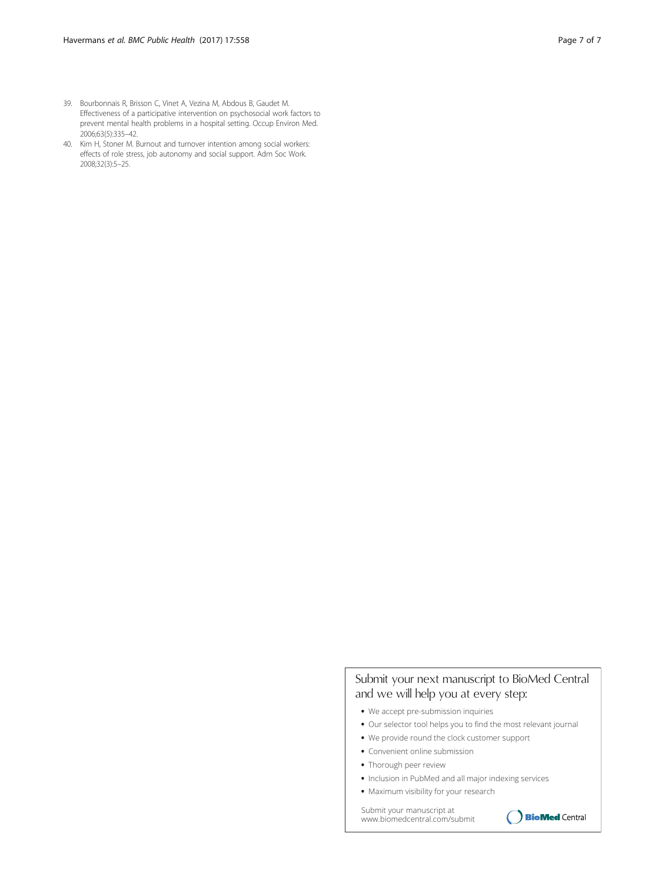39. Bourbonnais R, Brisson C, Vinet A, Vezina M, Abdous B, Gaudet M. Effectiveness of a participative intervention on psychosocial work factors to prevent mental health problems in a hospital setting. Occup Environ Med. 2006;63(5):335–42.
40. Kim H, Stoner M. Burnout and turnover intention among social workers: effects of role stress, job autonomy and social support. Adm Soc Work. 2008;32(3):5–25.

Submit your next manuscript to BioMed Central and we will help you at every step:

- We accept pre-submission inquiries
- Our selector tool helps you to find the most relevant journal
- We provide round the clock customer support
- Convenient online submission
- Thorough peer review
- Inclusion in PubMed and all major indexing services
- Maximum visibility for your research

Submit your manuscript at
www.biomedcentral.com/submit

BioMed Central